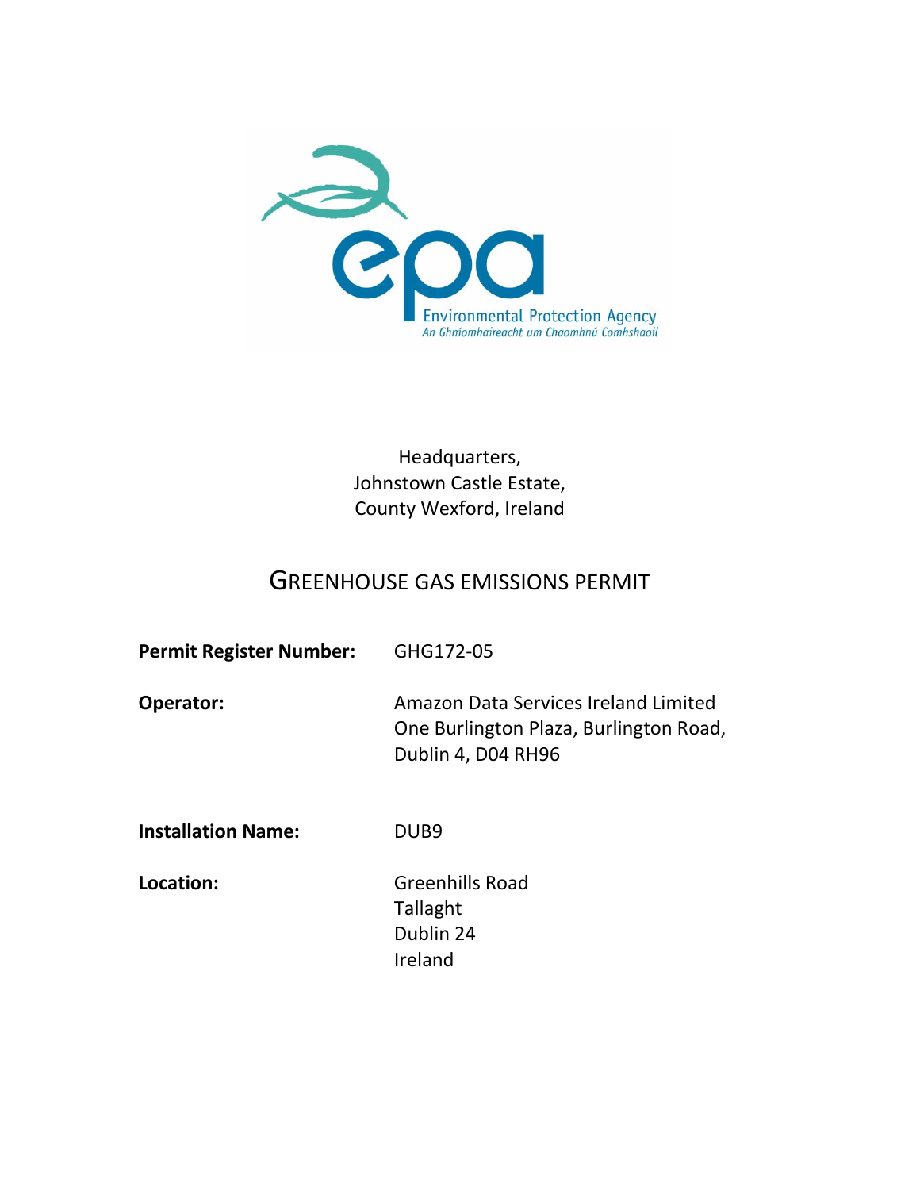Environmental Protection Agency
An Ghníomhaireacht um Chaomhnú Comhshaoil

Headquarters,
Johnstown Castle Estate,
County Wexford, Ireland

# GREENHOUSE GAS EMISSIONS PERMIT

**Permit Register Number:** GHG172-05

**Operator:** Amazon Data Services Ireland Limited
One Burlington Plaza, Burlington Road,
Dublin 4, D04 RH96

**Installation Name:** DUB9

**Location:** Greenhills Road
Tallaght
Dublin 24
Ireland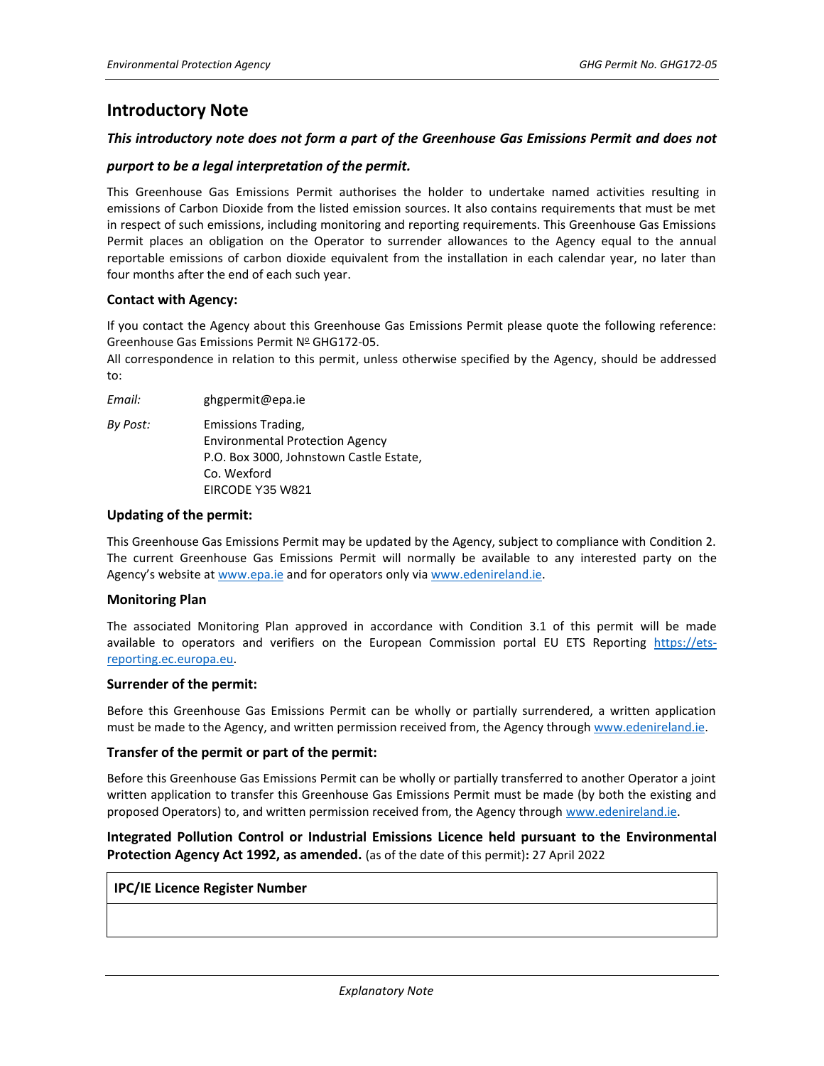# Introductory Note

***This introductory note does not form a part of the Greenhouse Gas Emissions Permit and does not purport to be a legal interpretation of the permit.***

This Greenhouse Gas Emissions Permit authorises the holder to undertake named activities resulting in emissions of Carbon Dioxide from the listed emission sources. It also contains requirements that must be met in respect of such emissions, including monitoring and reporting requirements. This Greenhouse Gas Emissions Permit places an obligation on the Operator to surrender allowances to the Agency equal to the annual reportable emissions of carbon dioxide equivalent from the installation in each calendar year, no later than four months after the end of each such year.

### Contact with Agency:

If you contact the Agency about this Greenhouse Gas Emissions Permit please quote the following reference: Greenhouse Gas Emissions Permit № GHG172-05.
All correspondence in relation to this permit, unless otherwise specified by the Agency, should be addressed to:

*Email:* ghgpermit@epa.ie

*By Post:* Emissions Trading,
Environmental Protection Agency
P.O. Box 3000, Johnstown Castle Estate,
Co. Wexford
EIRCODE Y35 W821

### Updating of the permit:

This Greenhouse Gas Emissions Permit may be updated by the Agency, subject to compliance with Condition 2. The current Greenhouse Gas Emissions Permit will normally be available to any interested party on the Agency's website at www.epa.ie and for operators only via www.edenireland.ie.

### Monitoring Plan

The associated Monitoring Plan approved in accordance with Condition 3.1 of this permit will be made available to operators and verifiers on the European Commission portal EU ETS Reporting https://ets-reporting.ec.europa.eu.

### Surrender of the permit:

Before this Greenhouse Gas Emissions Permit can be wholly or partially surrendered, a written application must be made to the Agency, and written permission received from, the Agency through www.edenireland.ie.

### Transfer of the permit or part of the permit:

Before this Greenhouse Gas Emissions Permit can be wholly or partially transferred to another Operator a joint written application to transfer this Greenhouse Gas Emissions Permit must be made (by both the existing and proposed Operators) to, and written permission received from, the Agency through www.edenireland.ie.

**Integrated Pollution Control or Industrial Emissions Licence held pursuant to the Environmental Protection Agency Act 1992, as amended.** (as of the date of this permit)**:** 27 April 2022

| IPC/IE Licence Register Number |
|---|
| |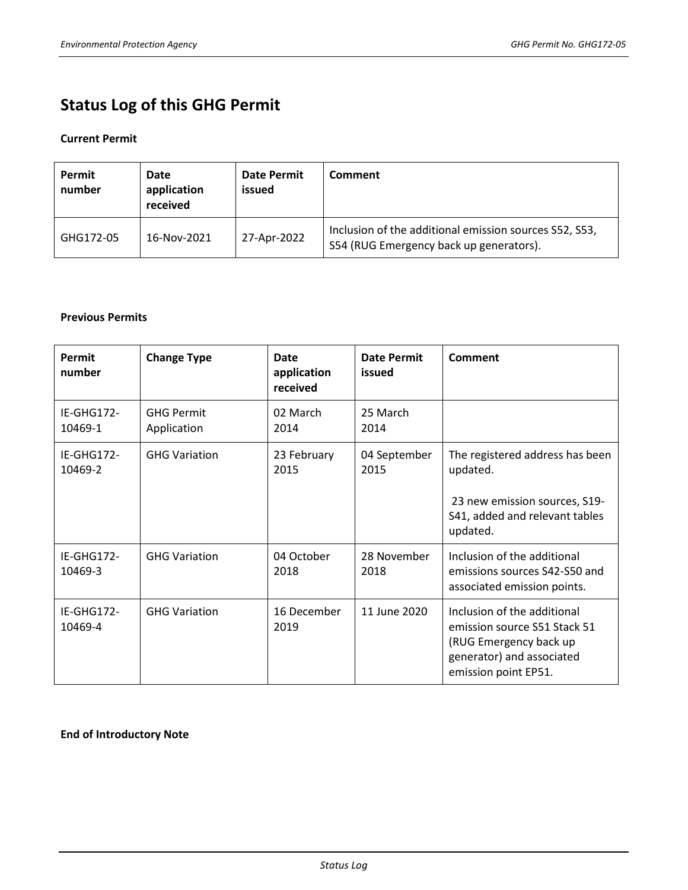# Status Log of this GHG Permit

**Current Permit**

| Permit number | Date application received | Date Permit issued | Comment |
|---|---|---|---|
| GHG172-05 | 16-Nov-2021 | 27-Apr-2022 | Inclusion of the additional emission sources S52, S53, S54 (RUG Emergency back up generators). |

**Previous Permits**

| Permit number | Change Type | Date application received | Date Permit issued | Comment |
|---|---|---|---|---|
| IE-GHG172-10469-1 | GHG Permit Application | 02 March 2014 | 25 March 2014 | |
| IE-GHG172-10469-2 | GHG Variation | 23 February 2015 | 04 September 2015 | The registered address has been updated.<br><br>23 new emission sources, S19-S41, added and relevant tables updated. |
| IE-GHG172-10469-3 | GHG Variation | 04 October 2018 | 28 November 2018 | Inclusion of the additional emissions sources S42-S50 and associated emission points. |
| IE-GHG172-10469-4 | GHG Variation | 16 December 2019 | 11 June 2020 | Inclusion of the additional emission source S51 Stack 51 (RUG Emergency back up generator) and associated emission point EP51. |

**End of Introductory Note**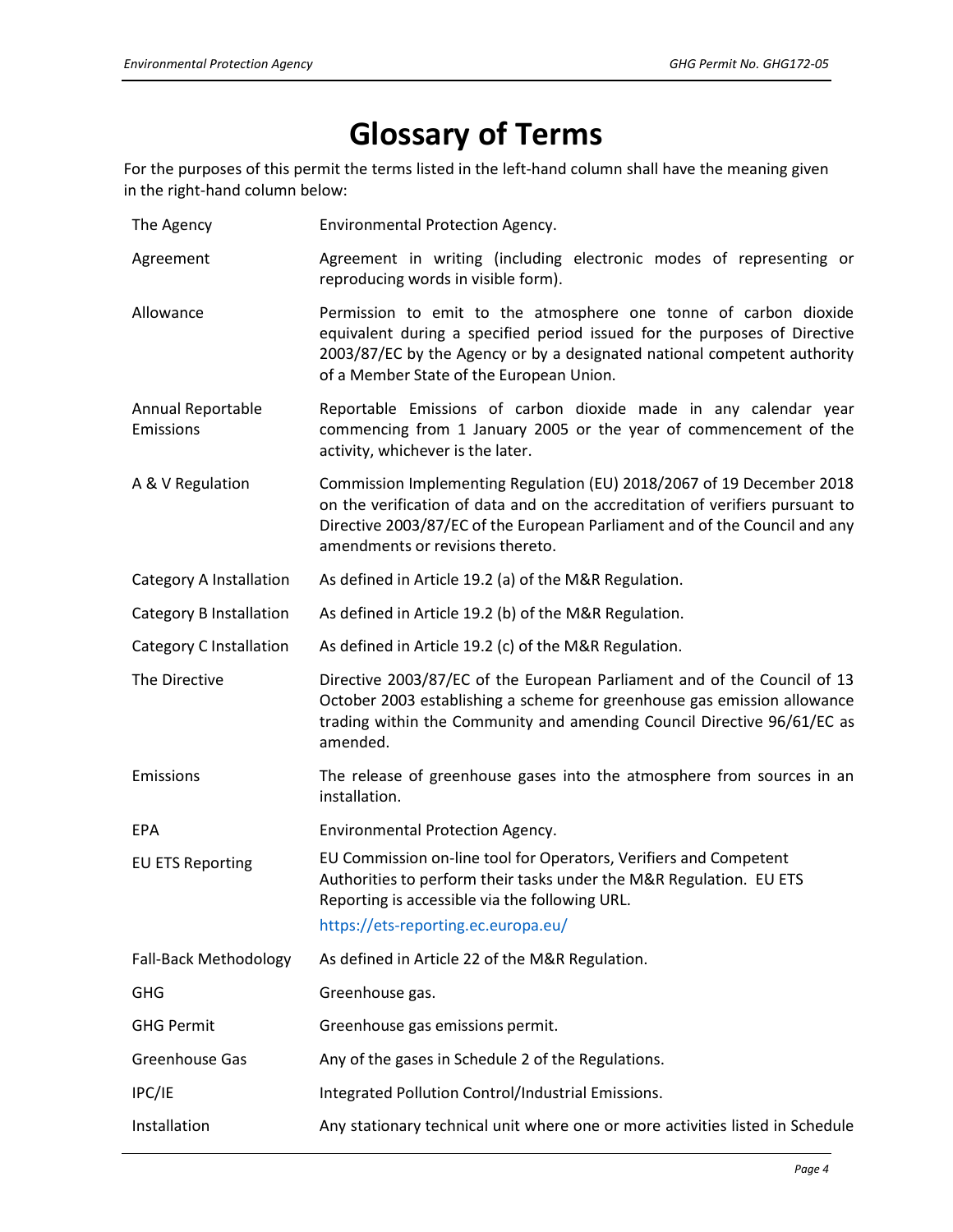# Glossary of Terms

For the purposes of this permit the terms listed in the left-hand column shall have the meaning given in the right-hand column below:

| | |
|---|---|
| The Agency | Environmental Protection Agency. |
| Agreement | Agreement in writing (including electronic modes of representing or reproducing words in visible form). |
| Allowance | Permission to emit to the atmosphere one tonne of carbon dioxide equivalent during a specified period issued for the purposes of Directive 2003/87/EC by the Agency or by a designated national competent authority of a Member State of the European Union. |
| Annual Reportable Emissions | Reportable Emissions of carbon dioxide made in any calendar year commencing from 1 January 2005 or the year of commencement of the activity, whichever is the later. |
| A & V Regulation | Commission Implementing Regulation (EU) 2018/2067 of 19 December 2018 on the verification of data and on the accreditation of verifiers pursuant to Directive 2003/87/EC of the European Parliament and of the Council and any amendments or revisions thereto. |
| Category A Installation | As defined in Article 19.2 (a) of the M&R Regulation. |
| Category B Installation | As defined in Article 19.2 (b) of the M&R Regulation. |
| Category C Installation | As defined in Article 19.2 (c) of the M&R Regulation. |
| The Directive | Directive 2003/87/EC of the European Parliament and of the Council of 13 October 2003 establishing a scheme for greenhouse gas emission allowance trading within the Community and amending Council Directive 96/61/EC as amended. |
| Emissions | The release of greenhouse gases into the atmosphere from sources in an installation. |
| EPA | Environmental Protection Agency. |
| EU ETS Reporting | EU Commission on-line tool for Operators, Verifiers and Competent Authorities to perform their tasks under the M&R Regulation. EU ETS Reporting is accessible via the following URL. https://ets-reporting.ec.europa.eu/ |
| Fall-Back Methodology | As defined in Article 22 of the M&R Regulation. |
| GHG | Greenhouse gas. |
| GHG Permit | Greenhouse gas emissions permit. |
| Greenhouse Gas | Any of the gases in Schedule 2 of the Regulations. |
| IPC/IE | Integrated Pollution Control/Industrial Emissions. |
| Installation | Any stationary technical unit where one or more activities listed in Schedule |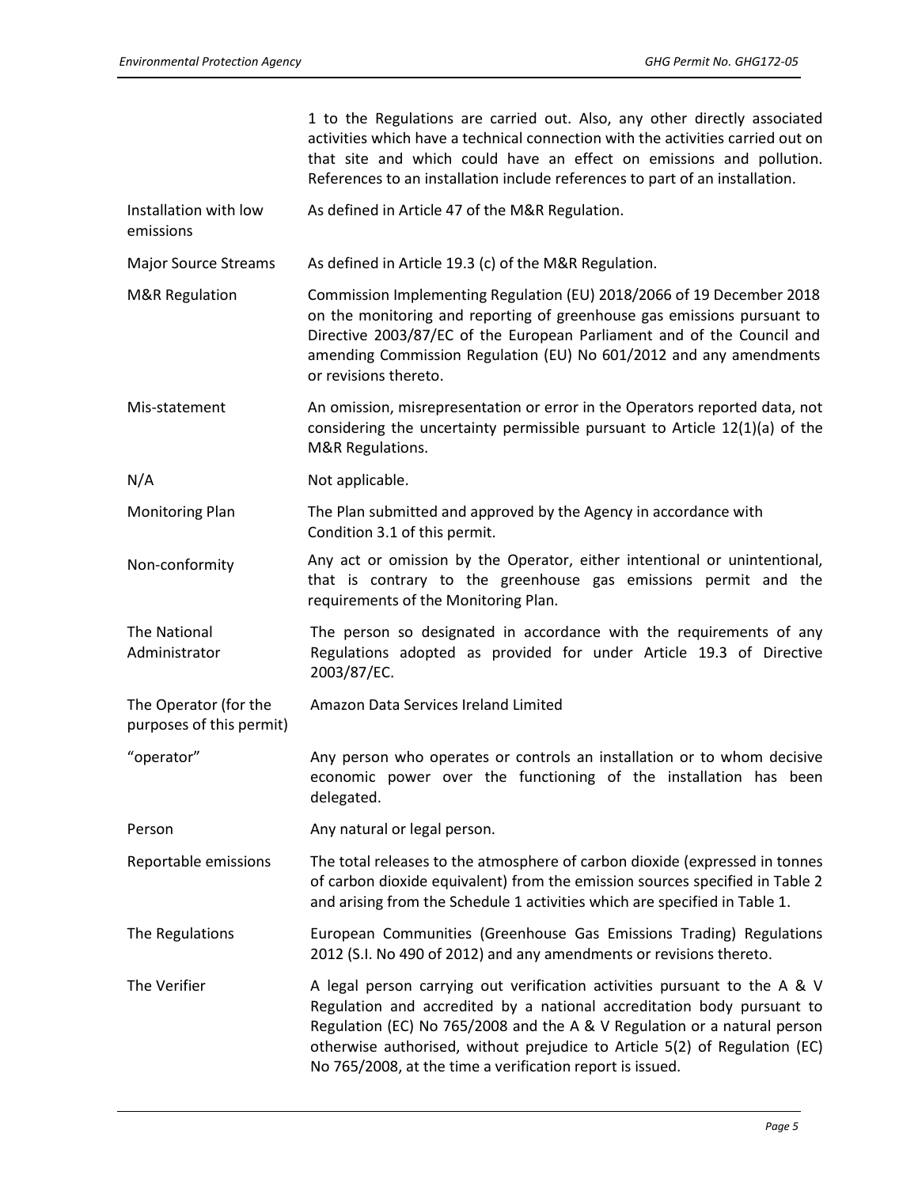| | |
|---|---|
| | 1 to the Regulations are carried out. Also, any other directly associated activities which have a technical connection with the activities carried out on that site and which could have an effect on emissions and pollution. References to an installation include references to part of an installation. |
| Installation with low emissions | As defined in Article 47 of the M&R Regulation. |
| Major Source Streams | As defined in Article 19.3 (c) of the M&R Regulation. |
| M&R Regulation | Commission Implementing Regulation (EU) 2018/2066 of 19 December 2018 on the monitoring and reporting of greenhouse gas emissions pursuant to Directive 2003/87/EC of the European Parliament and of the Council and amending Commission Regulation (EU) No 601/2012 and any amendments or revisions thereto. |
| Mis-statement | An omission, misrepresentation or error in the Operators reported data, not considering the uncertainty permissible pursuant to Article 12(1)(a) of the M&R Regulations. |
| N/A | Not applicable. |
| Monitoring Plan | The Plan submitted and approved by the Agency in accordance with Condition 3.1 of this permit. |
| Non-conformity | Any act or omission by the Operator, either intentional or unintentional, that is contrary to the greenhouse gas emissions permit and the requirements of the Monitoring Plan. |
| The National Administrator | The person so designated in accordance with the requirements of any Regulations adopted as provided for under Article 19.3 of Directive 2003/87/EC. |
| The Operator (for the purposes of this permit) | Amazon Data Services Ireland Limited |
| "operator" | Any person who operates or controls an installation or to whom decisive economic power over the functioning of the installation has been delegated. |
| Person | Any natural or legal person. |
| Reportable emissions | The total releases to the atmosphere of carbon dioxide (expressed in tonnes of carbon dioxide equivalent) from the emission sources specified in Table 2 and arising from the Schedule 1 activities which are specified in Table 1. |
| The Regulations | European Communities (Greenhouse Gas Emissions Trading) Regulations 2012 (S.I. No 490 of 2012) and any amendments or revisions thereto. |
| The Verifier | A legal person carrying out verification activities pursuant to the A & V Regulation and accredited by a national accreditation body pursuant to Regulation (EC) No 765/2008 and the A & V Regulation or a natural person otherwise authorised, without prejudice to Article 5(2) of Regulation (EC) No 765/2008, at the time a verification report is issued. |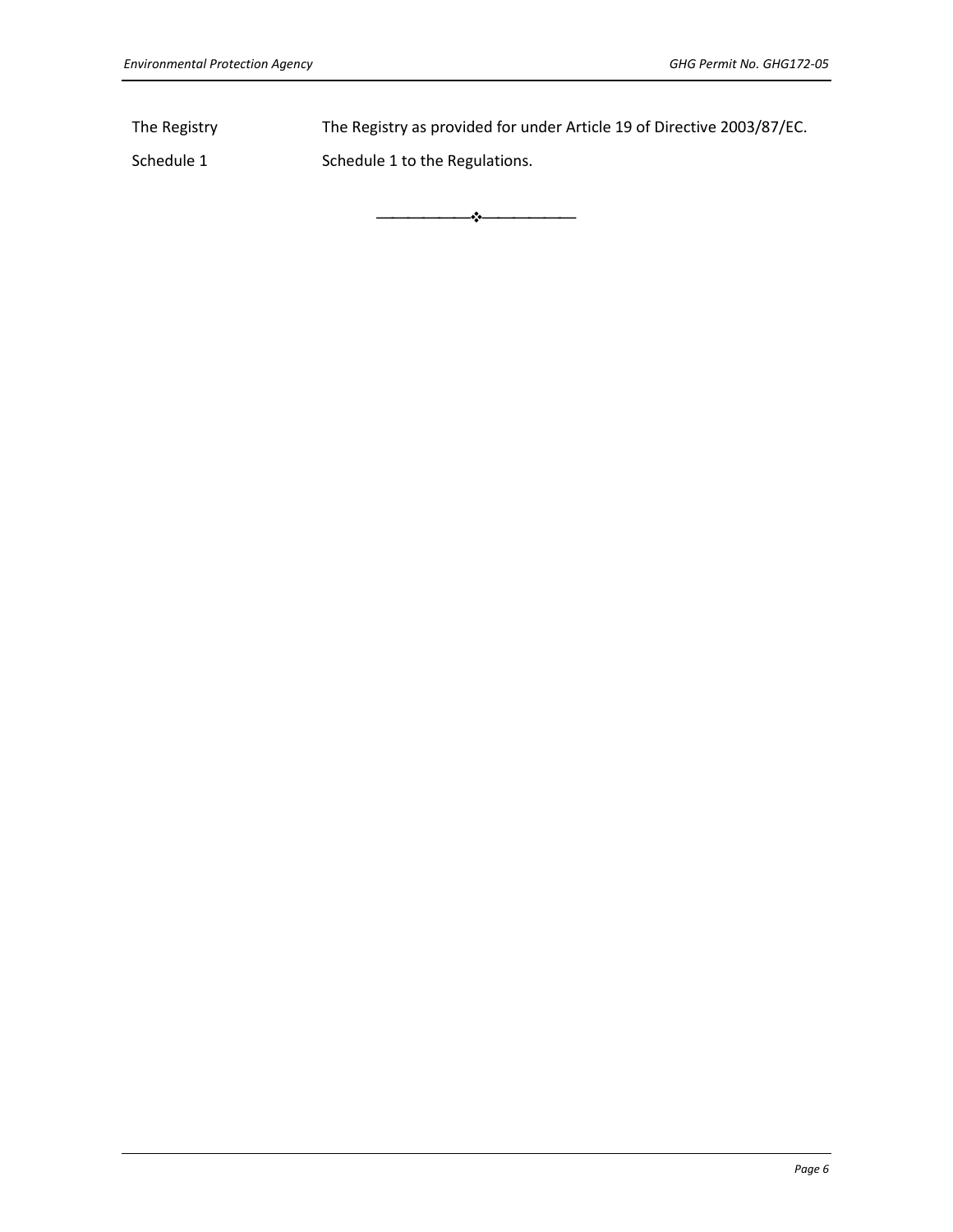| | |
|---|---|
| The Registry | The Registry as provided for under Article 19 of Directive 2003/87/EC. |
| Schedule 1 | Schedule 1 to the Regulations. |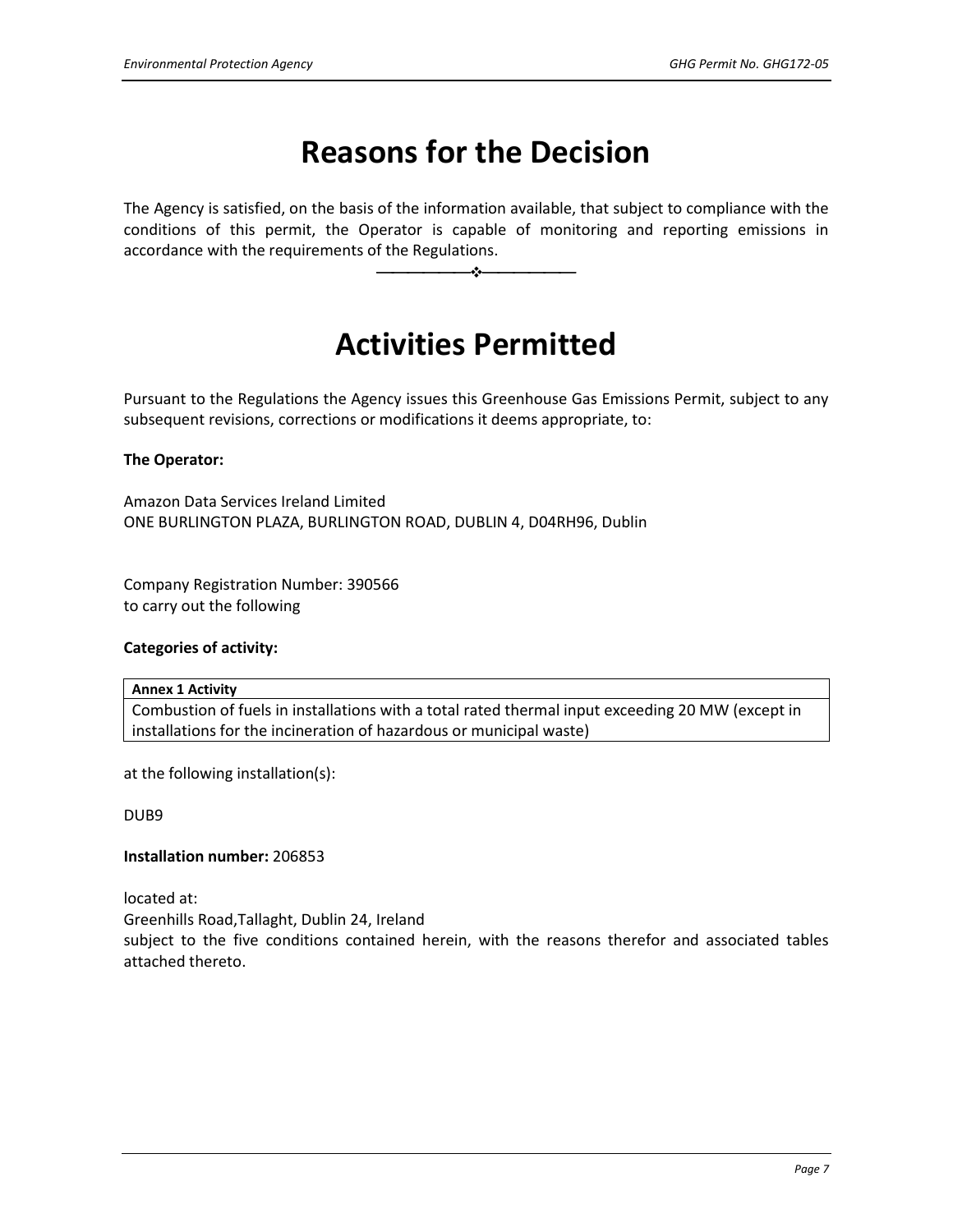# Reasons for the Decision

The Agency is satisfied, on the basis of the information available, that subject to compliance with the conditions of this permit, the Operator is capable of monitoring and reporting emissions in accordance with the requirements of the Regulations.

# Activities Permitted

Pursuant to the Regulations the Agency issues this Greenhouse Gas Emissions Permit, subject to any subsequent revisions, corrections or modifications it deems appropriate, to:

**The Operator:**

Amazon Data Services Ireland Limited
ONE BURLINGTON PLAZA, BURLINGTON ROAD, DUBLIN 4, D04RH96, Dublin

Company Registration Number: 390566
to carry out the following

**Categories of activity:**

| Annex 1 Activity |
|---|
| Combustion of fuels in installations with a total rated thermal input exceeding 20 MW (except in installations for the incineration of hazardous or municipal waste) |

at the following installation(s):

DUB9

**Installation number:** 206853

located at:
Greenhills Road,Tallaght, Dublin 24, Ireland
subject to the five conditions contained herein, with the reasons therefor and associated tables attached thereto.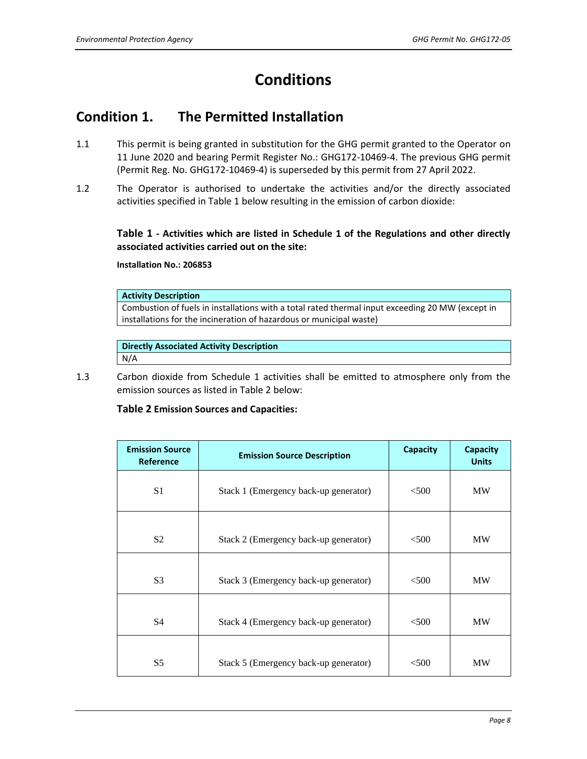# Conditions

## Condition 1. The Permitted Installation

1.1 This permit is being granted in substitution for the GHG permit granted to the Operator on 11 June 2020 and bearing Permit Register No.: GHG172-10469-4. The previous GHG permit (Permit Reg. No. GHG172-10469-4) is superseded by this permit from 27 April 2022.

1.2 The Operator is authorised to undertake the activities and/or the directly associated activities specified in Table 1 below resulting in the emission of carbon dioxide:

**Table 1 - Activities which are listed in Schedule 1 of the Regulations and other directly associated activities carried out on the site:**

**Installation No.: 206853**

| Activity Description |
|---|
| Combustion of fuels in installations with a total rated thermal input exceeding 20 MW (except in installations for the incineration of hazardous or municipal waste) |

| Directly Associated Activity Description |
|---|
| N/A |

1.3 Carbon dioxide from Schedule 1 activities shall be emitted to atmosphere only from the emission sources as listed in Table 2 below:

**Table 2 Emission Sources and Capacities:**

| Emission Source Reference | Emission Source Description | Capacity | Capacity Units |
|---|---|---|---|
| S1 | Stack 1 (Emergency back-up generator) | <500 | MW |
| S2 | Stack 2 (Emergency back-up generator) | <500 | MW |
| S3 | Stack 3 (Emergency back-up generator) | <500 | MW |
| S4 | Stack 4 (Emergency back-up generator) | <500 | MW |
| S5 | Stack 5 (Emergency back-up generator) | <500 | MW |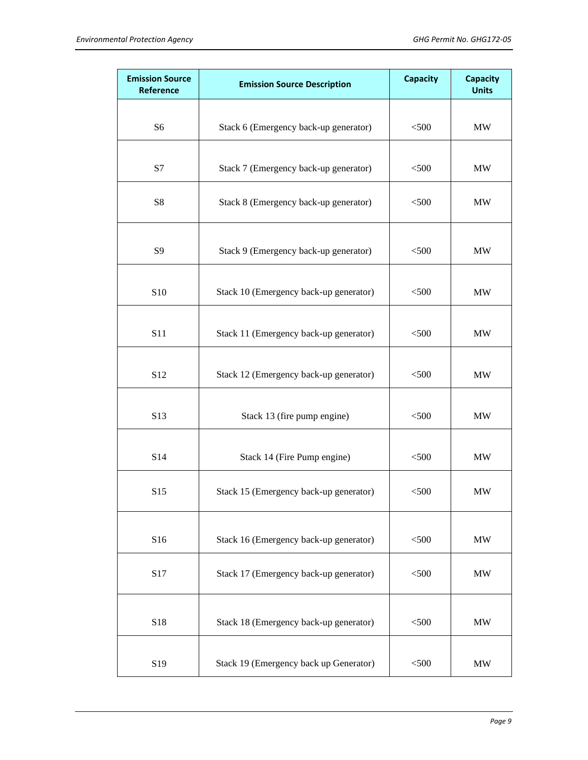| Emission Source Reference | Emission Source Description | Capacity | Capacity Units |
|---|---|---|---|
| S6 | Stack 6 (Emergency back-up generator) | <500 | MW |
| S7 | Stack 7 (Emergency back-up generator) | <500 | MW |
| S8 | Stack 8 (Emergency back-up generator) | <500 | MW |
| S9 | Stack 9 (Emergency back-up generator) | <500 | MW |
| S10 | Stack 10 (Emergency back-up generator) | <500 | MW |
| S11 | Stack 11 (Emergency back-up generator) | <500 | MW |
| S12 | Stack 12 (Emergency back-up generator) | <500 | MW |
| S13 | Stack 13 (fire pump engine) | <500 | MW |
| S14 | Stack 14 (Fire Pump engine) | <500 | MW |
| S15 | Stack 15 (Emergency back-up generator) | <500 | MW |
| S16 | Stack 16 (Emergency back-up generator) | <500 | MW |
| S17 | Stack 17 (Emergency back-up generator) | <500 | MW |
| S18 | Stack 18 (Emergency back-up generator) | <500 | MW |
| S19 | Stack 19 (Emergency back up Generator) | <500 | MW |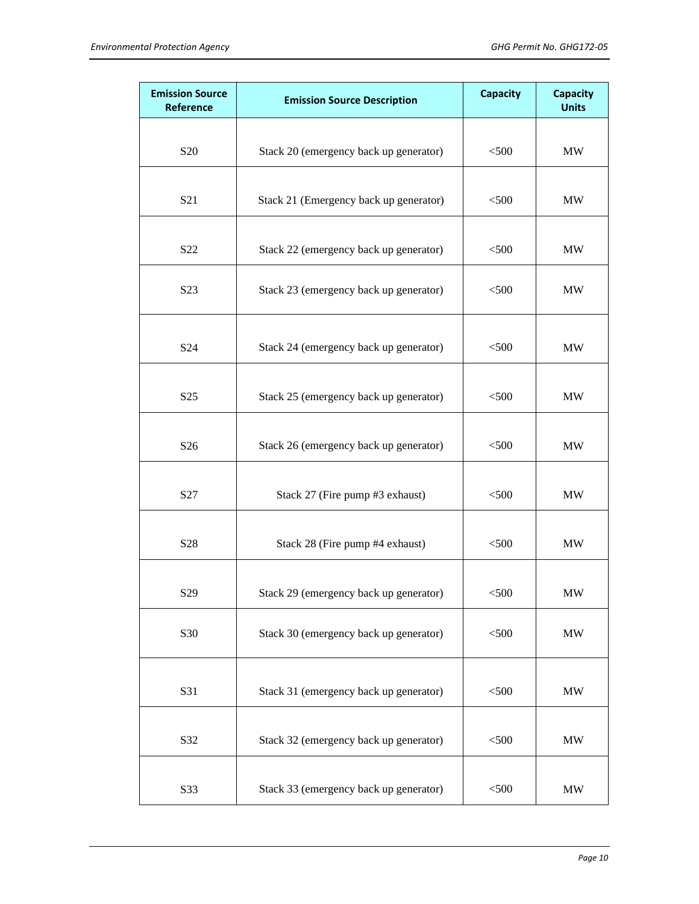| Emission Source Reference | Emission Source Description | Capacity | Capacity Units |
| --- | --- | --- | --- |
| S20 | Stack 20 (emergency back up generator) | <500 | MW |
| S21 | Stack 21 (Emergency back up generator) | <500 | MW |
| S22 | Stack 22 (emergency back up generator) | <500 | MW |
| S23 | Stack 23 (emergency back up generator) | <500 | MW |
| S24 | Stack 24 (emergency back up generator) | <500 | MW |
| S25 | Stack 25 (emergency back up generator) | <500 | MW |
| S26 | Stack 26 (emergency back up generator) | <500 | MW |
| S27 | Stack 27 (Fire pump #3 exhaust) | <500 | MW |
| S28 | Stack 28 (Fire pump #4 exhaust) | <500 | MW |
| S29 | Stack 29 (emergency back up generator) | <500 | MW |
| S30 | Stack 30 (emergency back up generator) | <500 | MW |
| S31 | Stack 31 (emergency back up generator) | <500 | MW |
| S32 | Stack 32 (emergency back up generator) | <500 | MW |
| S33 | Stack 33 (emergency back up generator) | <500 | MW |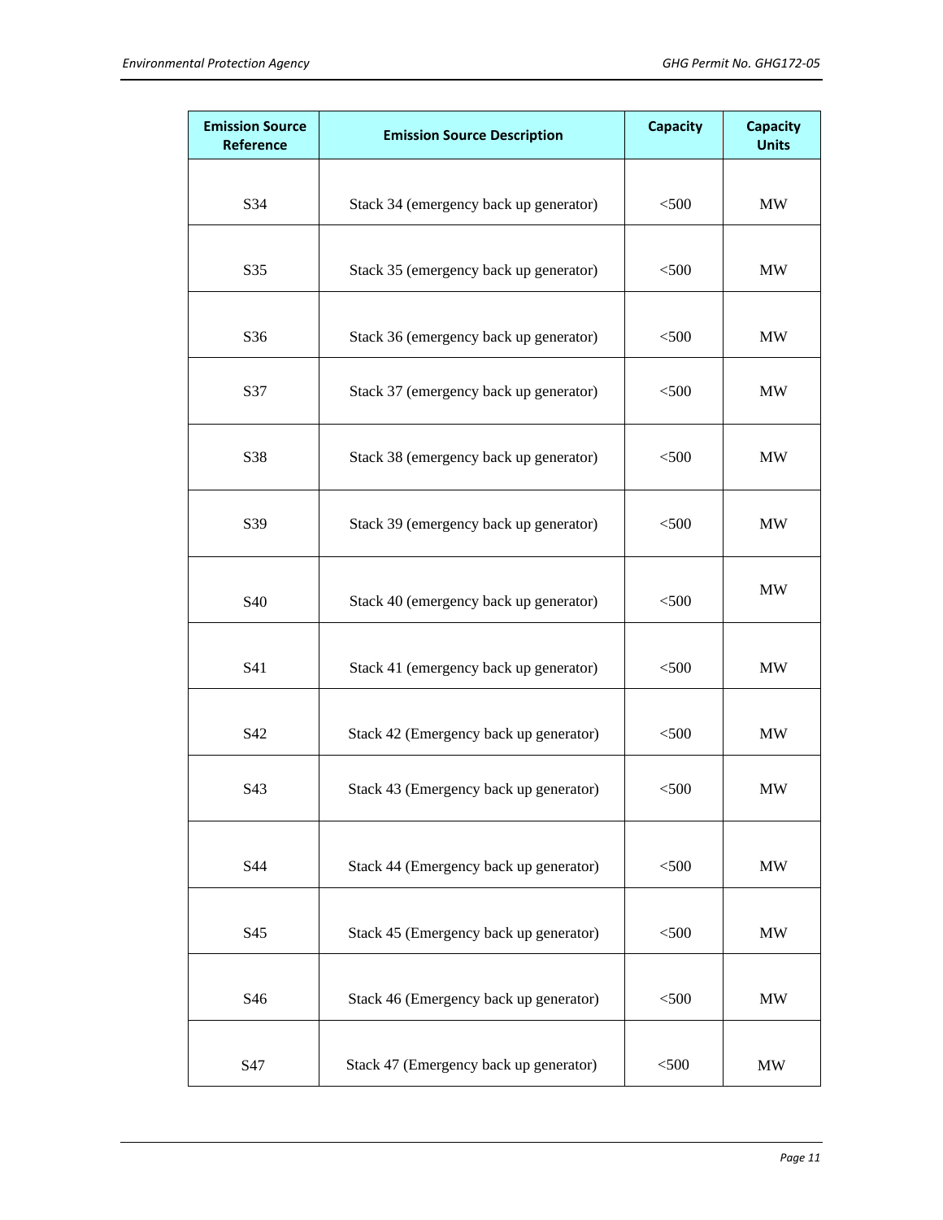| Emission Source Reference | Emission Source Description | Capacity | Capacity Units |
|---|---|---|---|
| S34 | Stack 34 (emergency back up generator) | <500 | MW |
| S35 | Stack 35 (emergency back up generator) | <500 | MW |
| S36 | Stack 36 (emergency back up generator) | <500 | MW |
| S37 | Stack 37 (emergency back up generator) | <500 | MW |
| S38 | Stack 38 (emergency back up generator) | <500 | MW |
| S39 | Stack 39 (emergency back up generator) | <500 | MW |
| S40 | Stack 40 (emergency back up generator) | <500 | MW |
| S41 | Stack 41 (emergency back up generator) | <500 | MW |
| S42 | Stack 42 (Emergency back up generator) | <500 | MW |
| S43 | Stack 43 (Emergency back up generator) | <500 | MW |
| S44 | Stack 44 (Emergency back up generator) | <500 | MW |
| S45 | Stack 45 (Emergency back up generator) | <500 | MW |
| S46 | Stack 46 (Emergency back up generator) | <500 | MW |
| S47 | Stack 47 (Emergency back up generator) | <500 | MW |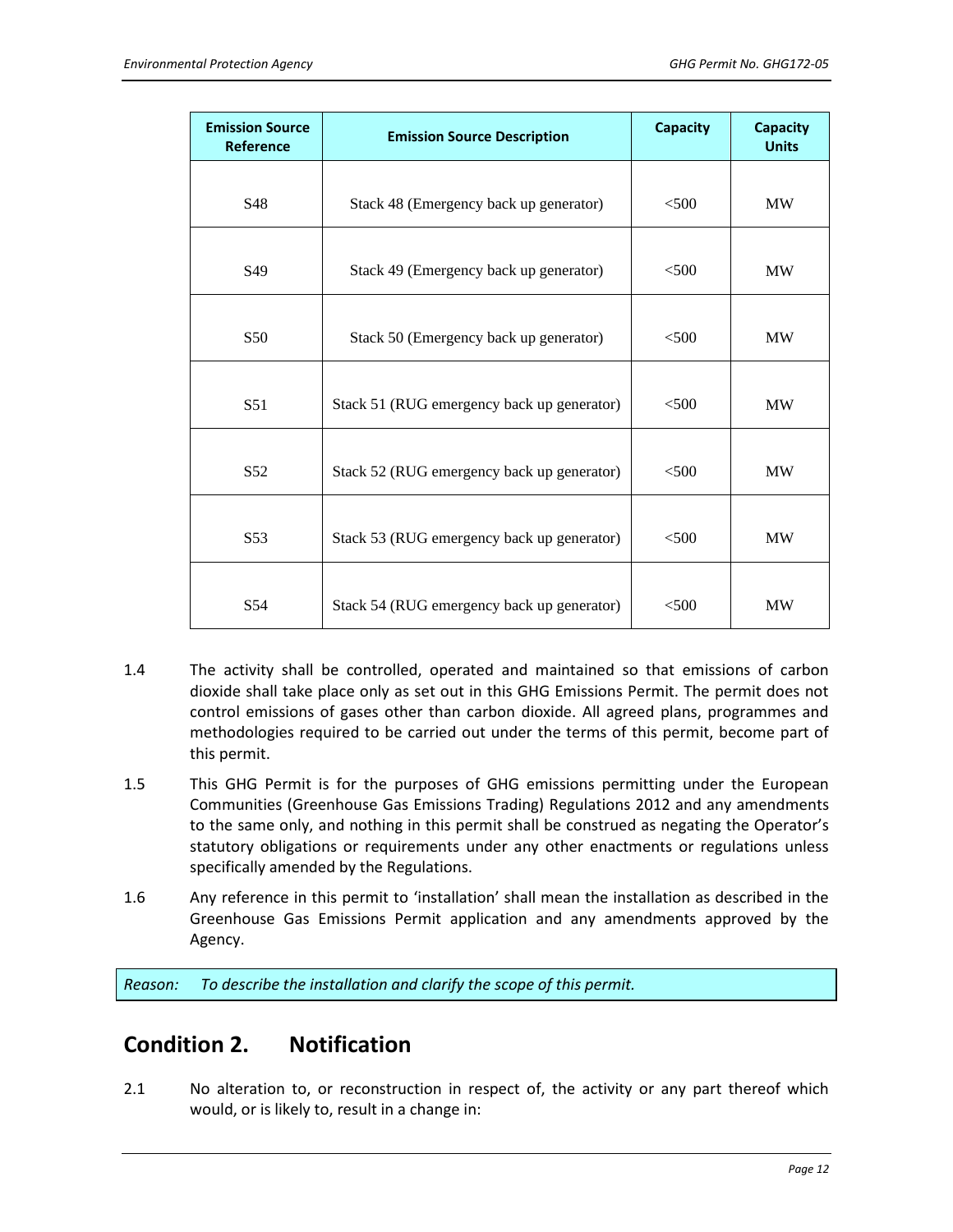| Emission Source Reference | Emission Source Description | Capacity | Capacity Units |
|---|---|---|---|
| S48 | Stack 48 (Emergency back up generator) | <500 | MW |
| S49 | Stack 49 (Emergency back up generator) | <500 | MW |
| S50 | Stack 50 (Emergency back up generator) | <500 | MW |
| S51 | Stack 51 (RUG emergency back up generator) | <500 | MW |
| S52 | Stack 52 (RUG emergency back up generator) | <500 | MW |
| S53 | Stack 53 (RUG emergency back up generator) | <500 | MW |
| S54 | Stack 54 (RUG emergency back up generator) | <500 | MW |

1.4 The activity shall be controlled, operated and maintained so that emissions of carbon dioxide shall take place only as set out in this GHG Emissions Permit. The permit does not control emissions of gases other than carbon dioxide. All agreed plans, programmes and methodologies required to be carried out under the terms of this permit, become part of this permit.

1.5 This GHG Permit is for the purposes of GHG emissions permitting under the European Communities (Greenhouse Gas Emissions Trading) Regulations 2012 and any amendments to the same only, and nothing in this permit shall be construed as negating the Operator's statutory obligations or requirements under any other enactments or regulations unless specifically amended by the Regulations.

1.6 Any reference in this permit to 'installation' shall mean the installation as described in the Greenhouse Gas Emissions Permit application and any amendments approved by the Agency.

*Reason: To describe the installation and clarify the scope of this permit.*

## Condition 2. Notification

2.1 No alteration to, or reconstruction in respect of, the activity or any part thereof which would, or is likely to, result in a change in: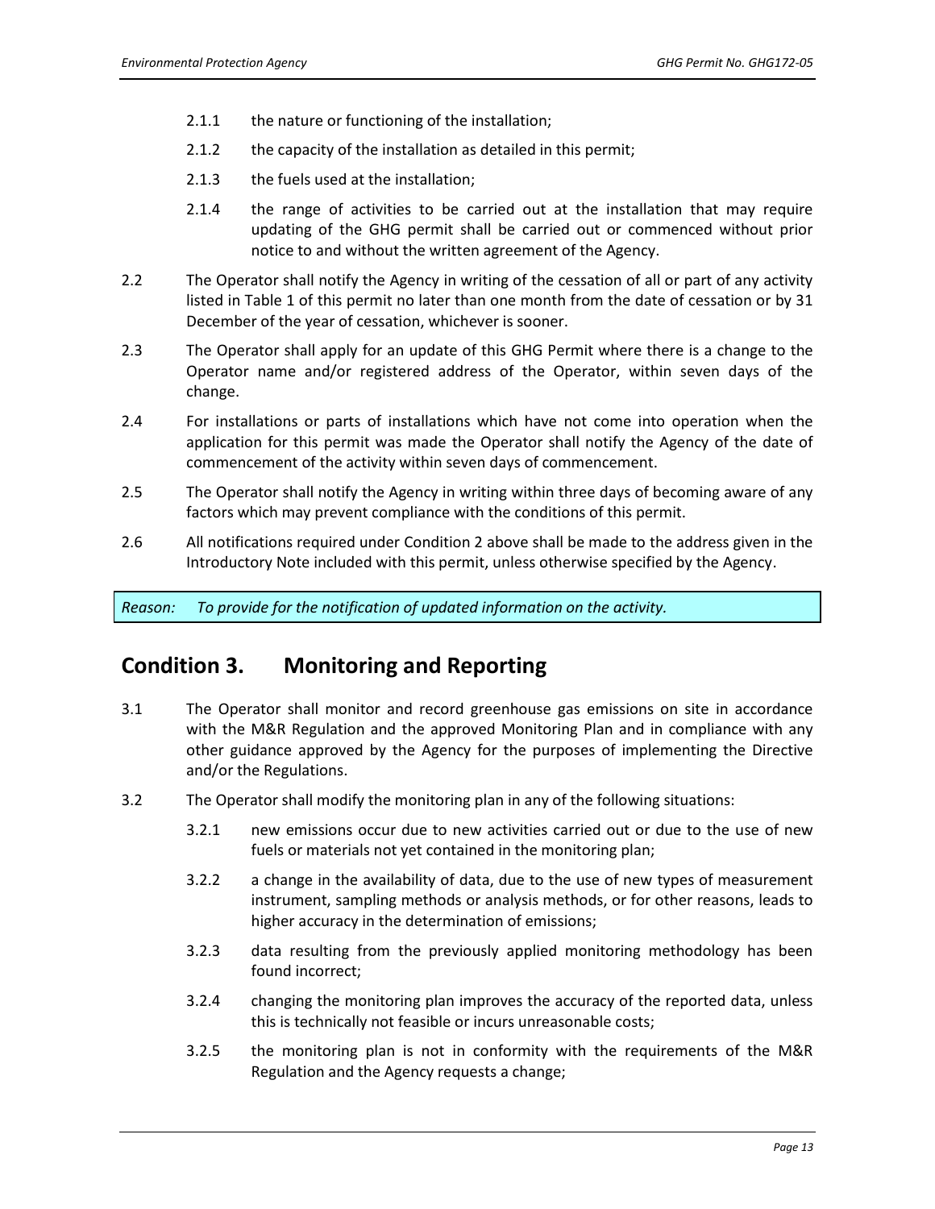2.1.1 the nature or functioning of the installation;

2.1.2 the capacity of the installation as detailed in this permit;

2.1.3 the fuels used at the installation;

2.1.4 the range of activities to be carried out at the installation that may require updating of the GHG permit shall be carried out or commenced without prior notice to and without the written agreement of the Agency.

2.2 The Operator shall notify the Agency in writing of the cessation of all or part of any activity listed in Table 1 of this permit no later than one month from the date of cessation or by 31 December of the year of cessation, whichever is sooner.

2.3 The Operator shall apply for an update of this GHG Permit where there is a change to the Operator name and/or registered address of the Operator, within seven days of the change.

2.4 For installations or parts of installations which have not come into operation when the application for this permit was made the Operator shall notify the Agency of the date of commencement of the activity within seven days of commencement.

2.5 The Operator shall notify the Agency in writing within three days of becoming aware of any factors which may prevent compliance with the conditions of this permit.

2.6 All notifications required under Condition 2 above shall be made to the address given in the Introductory Note included with this permit, unless otherwise specified by the Agency.

*Reason: To provide for the notification of updated information on the activity.*

## Condition 3. Monitoring and Reporting

3.1 The Operator shall monitor and record greenhouse gas emissions on site in accordance with the M&R Regulation and the approved Monitoring Plan and in compliance with any other guidance approved by the Agency for the purposes of implementing the Directive and/or the Regulations.

3.2 The Operator shall modify the monitoring plan in any of the following situations:

3.2.1 new emissions occur due to new activities carried out or due to the use of new fuels or materials not yet contained in the monitoring plan;

3.2.2 a change in the availability of data, due to the use of new types of measurement instrument, sampling methods or analysis methods, or for other reasons, leads to higher accuracy in the determination of emissions;

3.2.3 data resulting from the previously applied monitoring methodology has been found incorrect;

3.2.4 changing the monitoring plan improves the accuracy of the reported data, unless this is technically not feasible or incurs unreasonable costs;

3.2.5 the monitoring plan is not in conformity with the requirements of the M&R Regulation and the Agency requests a change;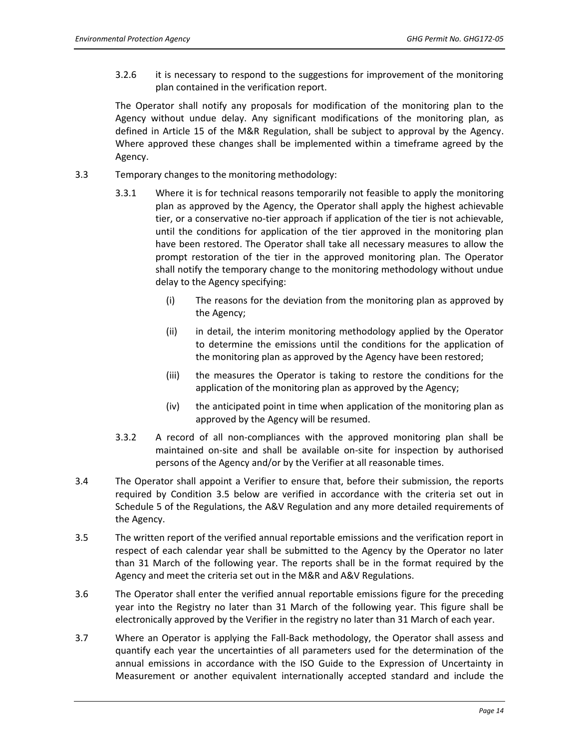3.2.6 it is necessary to respond to the suggestions for improvement of the monitoring plan contained in the verification report.

The Operator shall notify any proposals for modification of the monitoring plan to the Agency without undue delay. Any significant modifications of the monitoring plan, as defined in Article 15 of the M&R Regulation, shall be subject to approval by the Agency. Where approved these changes shall be implemented within a timeframe agreed by the Agency.

3.3 Temporary changes to the monitoring methodology:

3.3.1 Where it is for technical reasons temporarily not feasible to apply the monitoring plan as approved by the Agency, the Operator shall apply the highest achievable tier, or a conservative no-tier approach if application of the tier is not achievable, until the conditions for application of the tier approved in the monitoring plan have been restored. The Operator shall take all necessary measures to allow the prompt restoration of the tier in the approved monitoring plan. The Operator shall notify the temporary change to the monitoring methodology without undue delay to the Agency specifying:

(i) The reasons for the deviation from the monitoring plan as approved by the Agency;

(ii) in detail, the interim monitoring methodology applied by the Operator to determine the emissions until the conditions for the application of the monitoring plan as approved by the Agency have been restored;

(iii) the measures the Operator is taking to restore the conditions for the application of the monitoring plan as approved by the Agency;

(iv) the anticipated point in time when application of the monitoring plan as approved by the Agency will be resumed.

3.3.2 A record of all non-compliances with the approved monitoring plan shall be maintained on-site and shall be available on-site for inspection by authorised persons of the Agency and/or by the Verifier at all reasonable times.

3.4 The Operator shall appoint a Verifier to ensure that, before their submission, the reports required by Condition 3.5 below are verified in accordance with the criteria set out in Schedule 5 of the Regulations, the A&V Regulation and any more detailed requirements of the Agency.

3.5 The written report of the verified annual reportable emissions and the verification report in respect of each calendar year shall be submitted to the Agency by the Operator no later than 31 March of the following year. The reports shall be in the format required by the Agency and meet the criteria set out in the M&R and A&V Regulations.

3.6 The Operator shall enter the verified annual reportable emissions figure for the preceding year into the Registry no later than 31 March of the following year. This figure shall be electronically approved by the Verifier in the registry no later than 31 March of each year.

3.7 Where an Operator is applying the Fall-Back methodology, the Operator shall assess and quantify each year the uncertainties of all parameters used for the determination of the annual emissions in accordance with the ISO Guide to the Expression of Uncertainty in Measurement or another equivalent internationally accepted standard and include the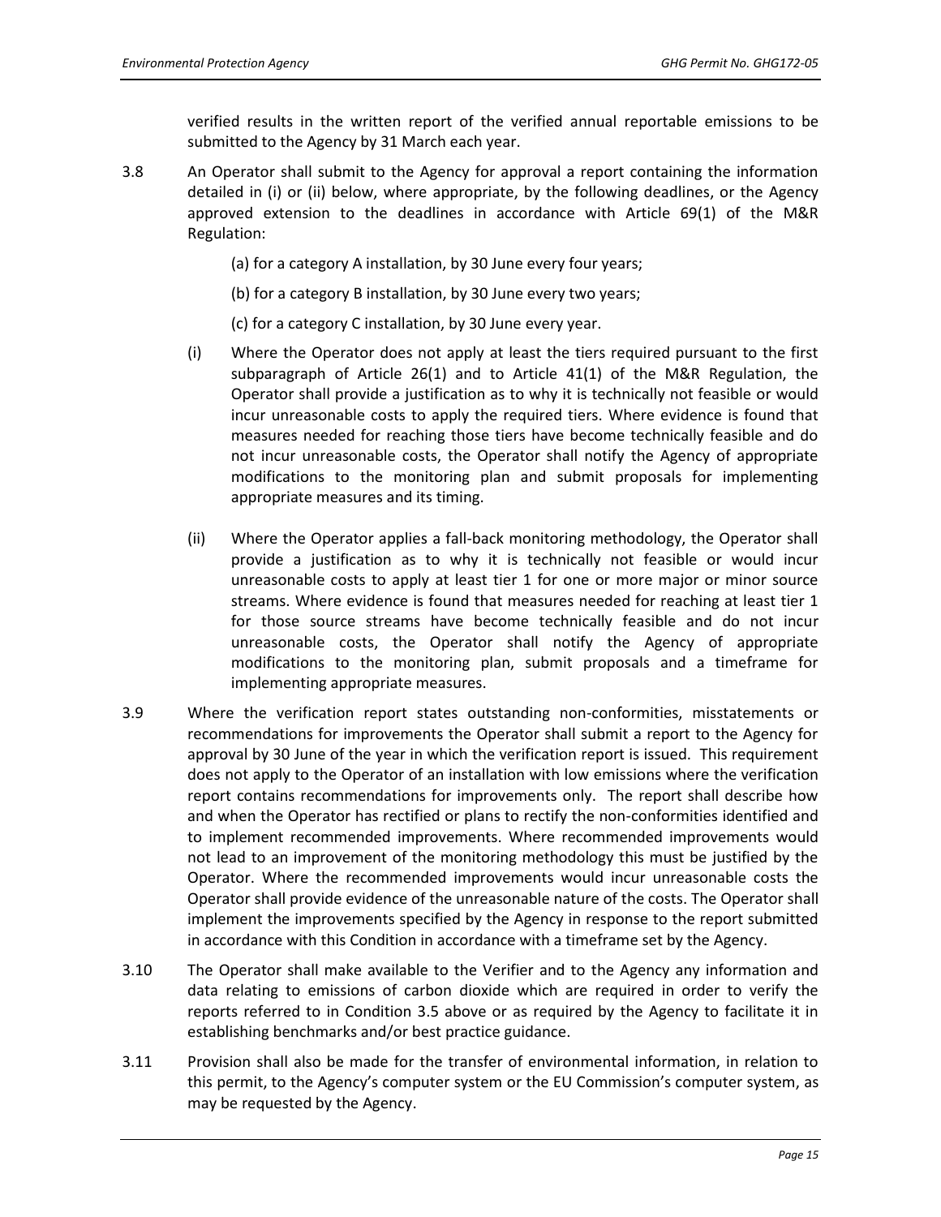verified results in the written report of the verified annual reportable emissions to be submitted to the Agency by 31 March each year.

3.8 An Operator shall submit to the Agency for approval a report containing the information detailed in (i) or (ii) below, where appropriate, by the following deadlines, or the Agency approved extension to the deadlines in accordance with Article 69(1) of the M&R Regulation:

(a) for a category A installation, by 30 June every four years;

(b) for a category B installation, by 30 June every two years;

(c) for a category C installation, by 30 June every year.

(i) Where the Operator does not apply at least the tiers required pursuant to the first subparagraph of Article 26(1) and to Article 41(1) of the M&R Regulation, the Operator shall provide a justification as to why it is technically not feasible or would incur unreasonable costs to apply the required tiers. Where evidence is found that measures needed for reaching those tiers have become technically feasible and do not incur unreasonable costs, the Operator shall notify the Agency of appropriate modifications to the monitoring plan and submit proposals for implementing appropriate measures and its timing.

(ii) Where the Operator applies a fall-back monitoring methodology, the Operator shall provide a justification as to why it is technically not feasible or would incur unreasonable costs to apply at least tier 1 for one or more major or minor source streams. Where evidence is found that measures needed for reaching at least tier 1 for those source streams have become technically feasible and do not incur unreasonable costs, the Operator shall notify the Agency of appropriate modifications to the monitoring plan, submit proposals and a timeframe for implementing appropriate measures.

3.9 Where the verification report states outstanding non-conformities, misstatements or recommendations for improvements the Operator shall submit a report to the Agency for approval by 30 June of the year in which the verification report is issued. This requirement does not apply to the Operator of an installation with low emissions where the verification report contains recommendations for improvements only. The report shall describe how and when the Operator has rectified or plans to rectify the non-conformities identified and to implement recommended improvements. Where recommended improvements would not lead to an improvement of the monitoring methodology this must be justified by the Operator. Where the recommended improvements would incur unreasonable costs the Operator shall provide evidence of the unreasonable nature of the costs. The Operator shall implement the improvements specified by the Agency in response to the report submitted in accordance with this Condition in accordance with a timeframe set by the Agency.

3.10 The Operator shall make available to the Verifier and to the Agency any information and data relating to emissions of carbon dioxide which are required in order to verify the reports referred to in Condition 3.5 above or as required by the Agency to facilitate it in establishing benchmarks and/or best practice guidance.

3.11 Provision shall also be made for the transfer of environmental information, in relation to this permit, to the Agency's computer system or the EU Commission's computer system, as may be requested by the Agency.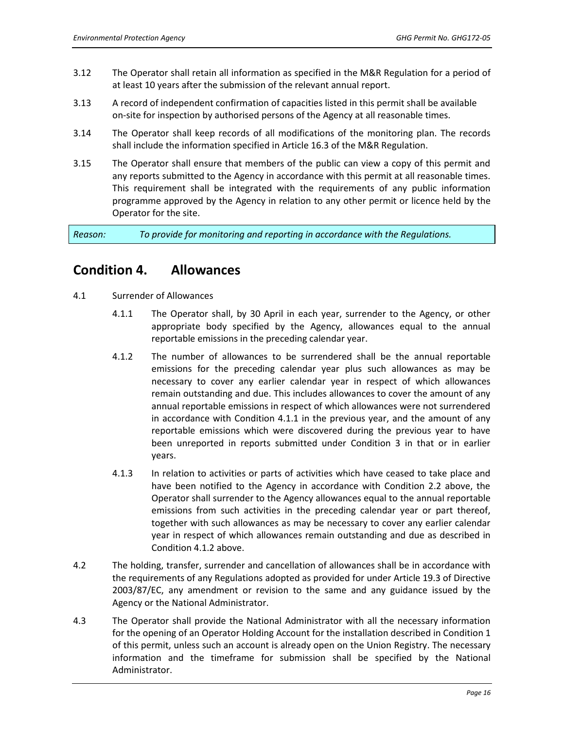3.12 The Operator shall retain all information as specified in the M&R Regulation for a period of at least 10 years after the submission of the relevant annual report.

3.13 A record of independent confirmation of capacities listed in this permit shall be available on-site for inspection by authorised persons of the Agency at all reasonable times.

3.14 The Operator shall keep records of all modifications of the monitoring plan. The records shall include the information specified in Article 16.3 of the M&R Regulation.

3.15 The Operator shall ensure that members of the public can view a copy of this permit and any reports submitted to the Agency in accordance with this permit at all reasonable times. This requirement shall be integrated with the requirements of any public information programme approved by the Agency in relation to any other permit or licence held by the Operator for the site.

*Reason: To provide for monitoring and reporting in accordance with the Regulations.*

## Condition 4. Allowances

4.1 Surrender of Allowances

4.1.1 The Operator shall, by 30 April in each year, surrender to the Agency, or other appropriate body specified by the Agency, allowances equal to the annual reportable emissions in the preceding calendar year.

4.1.2 The number of allowances to be surrendered shall be the annual reportable emissions for the preceding calendar year plus such allowances as may be necessary to cover any earlier calendar year in respect of which allowances remain outstanding and due. This includes allowances to cover the amount of any annual reportable emissions in respect of which allowances were not surrendered in accordance with Condition 4.1.1 in the previous year, and the amount of any reportable emissions which were discovered during the previous year to have been unreported in reports submitted under Condition 3 in that or in earlier years.

4.1.3 In relation to activities or parts of activities which have ceased to take place and have been notified to the Agency in accordance with Condition 2.2 above, the Operator shall surrender to the Agency allowances equal to the annual reportable emissions from such activities in the preceding calendar year or part thereof, together with such allowances as may be necessary to cover any earlier calendar year in respect of which allowances remain outstanding and due as described in Condition 4.1.2 above.

4.2 The holding, transfer, surrender and cancellation of allowances shall be in accordance with the requirements of any Regulations adopted as provided for under Article 19.3 of Directive 2003/87/EC, any amendment or revision to the same and any guidance issued by the Agency or the National Administrator.

4.3 The Operator shall provide the National Administrator with all the necessary information for the opening of an Operator Holding Account for the installation described in Condition 1 of this permit, unless such an account is already open on the Union Registry. The necessary information and the timeframe for submission shall be specified by the National Administrator.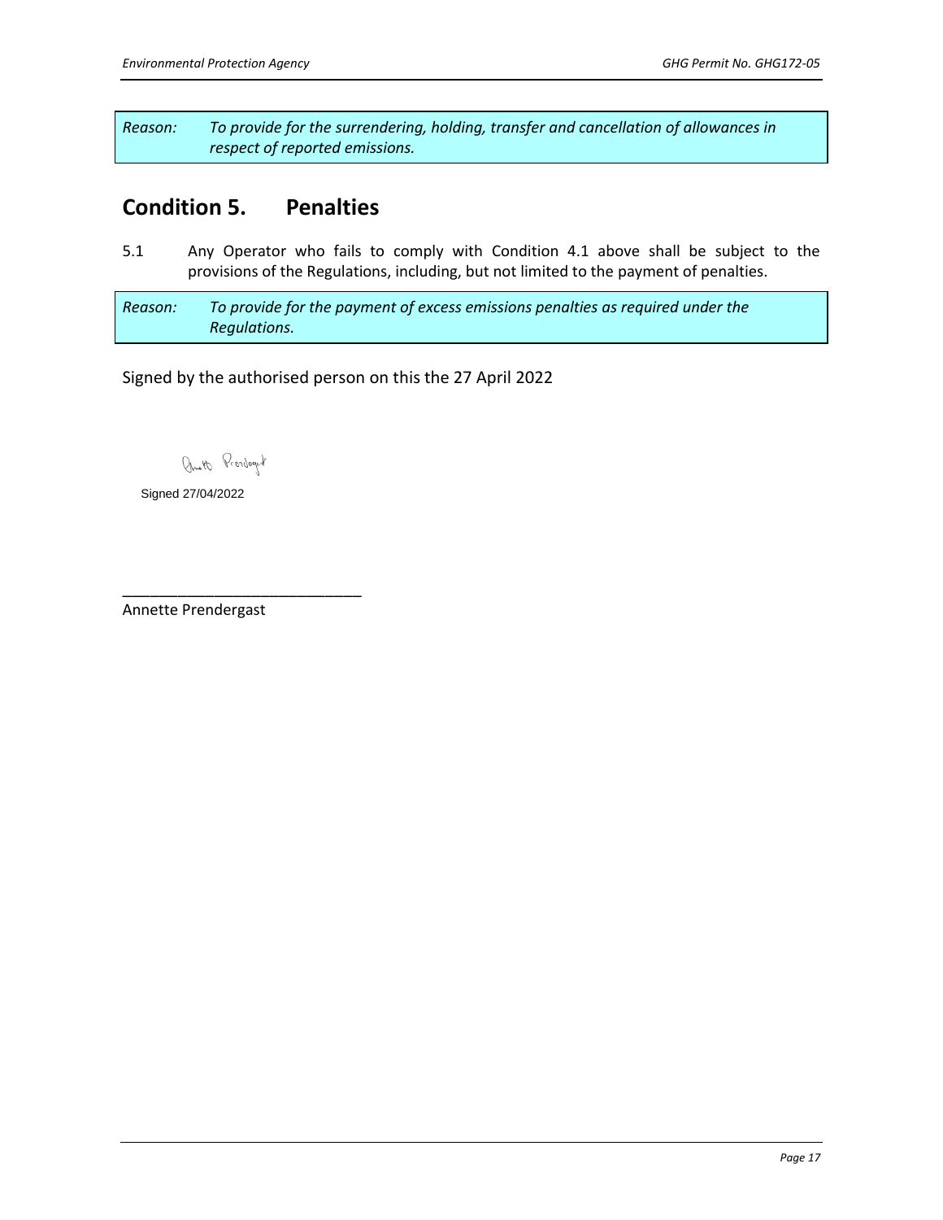*Reason: To provide for the surrendering, holding, transfer and cancellation of allowances in respect of reported emissions.*

## Condition 5. Penalties

5.1 Any Operator who fails to comply with Condition 4.1 above shall be subject to the provisions of the Regulations, including, but not limited to the payment of penalties.

*Reason: To provide for the payment of excess emissions penalties as required under the Regulations.*

Signed by the authorised person on this the 27 April 2022

Signed 27/04/2022

\_\_\_\_\_\_\_\_\_\_\_\_\_\_\_\_\_\_\_\_\_\_\_\_\_\_\_\_

Annette Prendergast